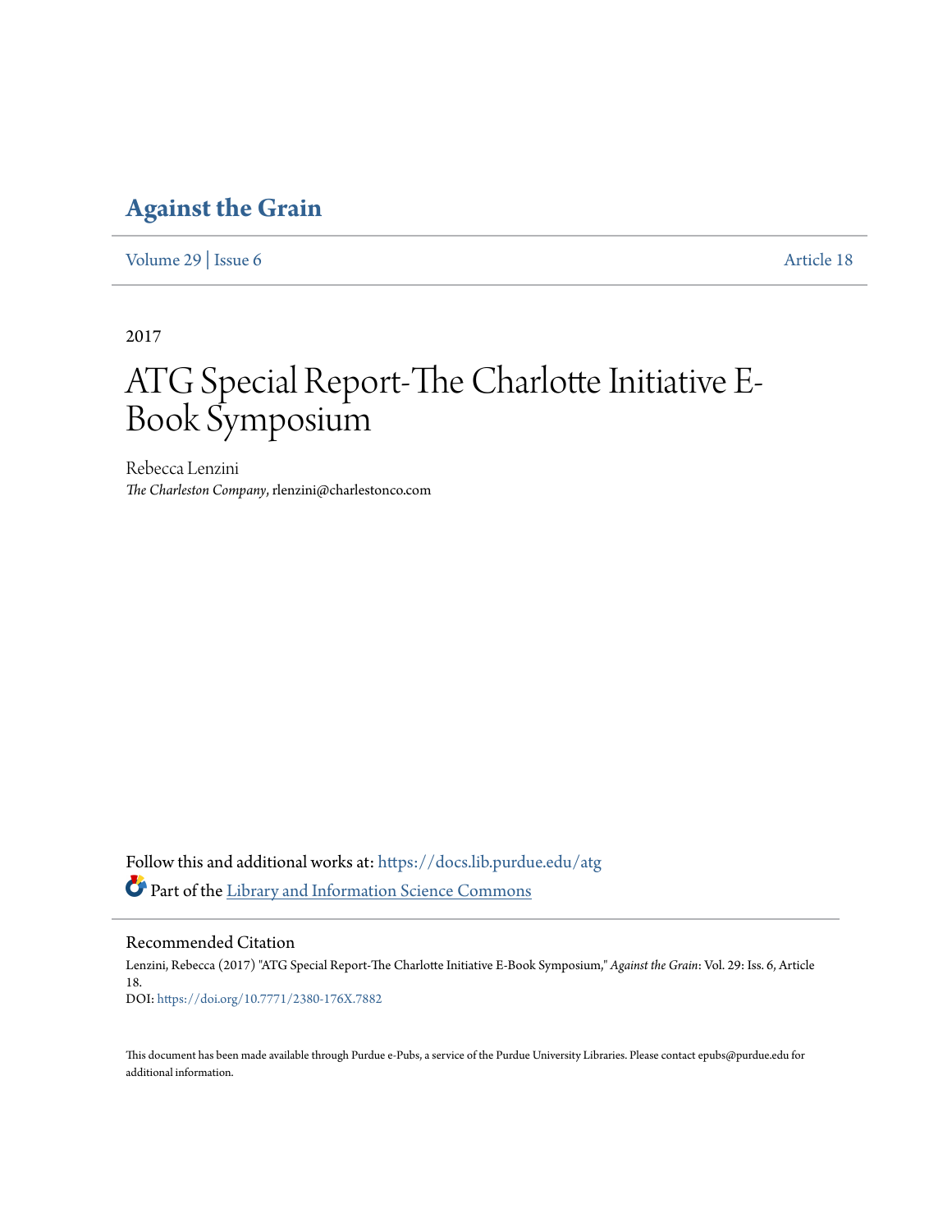# Against the Grain

Volume 29 | Issue 6 Article 18

2017

# ATG Special Report-The Charlotte Initiative E-Book Symposium

Rebecca Lenzini
*The Charleston Company*, rlenzini@charlestonco.com

Follow this and additional works at: https://docs.lib.purdue.edu/atg

Part of the Library and Information Science Commons

## Recommended Citation

Lenzini, Rebecca (2017) "ATG Special Report-The Charlotte Initiative E-Book Symposium," *Against the Grain*: Vol. 29: Iss. 6, Article 18.
DOI: https://doi.org/10.7771/2380-176X.7882

This document has been made available through Purdue e-Pubs, a service of the Purdue University Libraries. Please contact epubs@purdue.edu for additional information.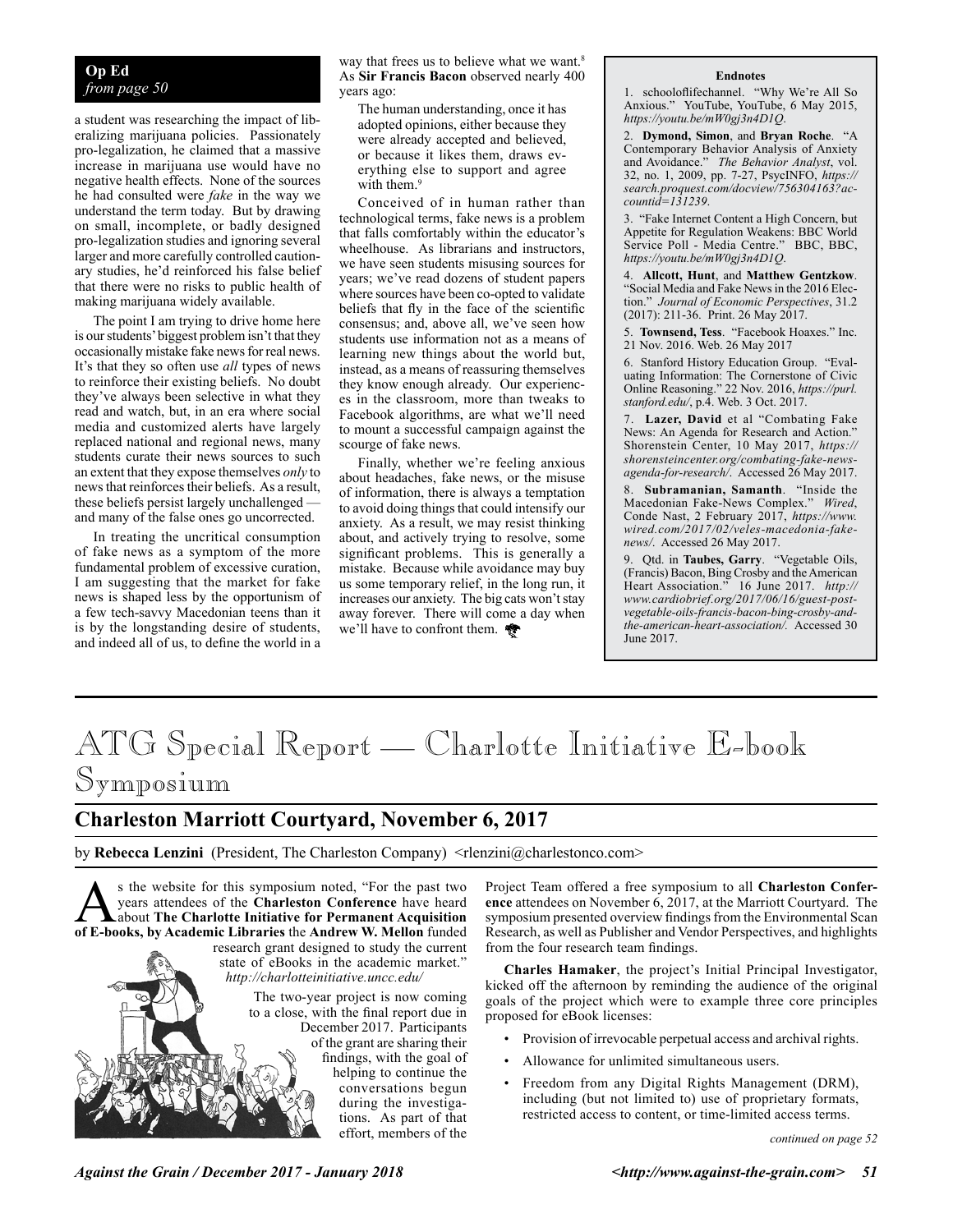**Op Ed**
*from page 50*

a student was researching the impact of liberalizing marijuana policies. Passionately pro-legalization, he claimed that a massive increase in marijuana use would have no negative health effects. None of the sources he had consulted were *fake* in the way we understand the term today. But by drawing on small, incomplete, or badly designed pro-legalization studies and ignoring several larger and more carefully controlled cautionary studies, he'd reinforced his false belief that there were no risks to public health of making marijuana widely available.

The point I am trying to drive home here is our students' biggest problem isn't that they occasionally mistake fake news for real news. It's that they so often use *all* types of news to reinforce their existing beliefs. No doubt they've always been selective in what they read and watch, but, in an era where social media and customized alerts have largely replaced national and regional news, many students curate their news sources to such an extent that they expose themselves *only* to news that reinforces their beliefs. As a result, these beliefs persist largely unchallenged — and many of the false ones go uncorrected.

In treating the uncritical consumption of fake news as a symptom of the more fundamental problem of excessive curation, I am suggesting that the market for fake news is shaped less by the opportunism of a few tech-savvy Macedonian teens than it is by the longstanding desire of students, and indeed all of us, to define the world in a way that frees us to believe what we want.[8] As **Sir Francis Bacon** observed nearly 400 years ago:

> The human understanding, once it has adopted opinions, either because they were already accepted and believed, or because it likes them, draws everything else to support and agree with them.[9]

Conceived of in human rather than technological terms, fake news is a problem that falls comfortably within the educator's wheelhouse. As librarians and instructors, we have seen students misusing sources for years; we've read dozens of student papers where sources have been co-opted to validate beliefs that fly in the face of the scientific consensus; and, above all, we've seen how students use information not as a means of learning new things about the world but, instead, as a means of reassuring themselves they know enough already. Our experiences in the classroom, more than tweaks to Facebook algorithms, are what we'll need to mount a successful campaign against the scourge of fake news.

Finally, whether we're feeling anxious about headaches, fake news, or the misuse of information, there is always a temptation to avoid doing things that could intensify our anxiety. As a result, we may resist thinking about, and actively trying to resolve, some significant problems. This is generally a mistake. Because while avoidance may buy us some temporary relief, in the long run, it increases our anxiety. The big cats won't stay away forever. There will come a day when we'll have to confront them.

**Endnotes**

1. schooloflifechannel. "Why We're All So Anxious." YouTube, YouTube, 6 May 2015, *https://youtu.be/mW0gj3n4D1Q*.

2. **Dymond, Simon**, and **Bryan Roche**. "A Contemporary Behavior Analysis of Anxiety and Avoidance." *The Behavior Analyst*, vol. 32, no. 1, 2009, pp. 7-27, PsycINFO, *https://search.proquest.com/docview/756304163?accountid=131239*.

3. "Fake Internet Content a High Concern, but Appetite for Regulation Weakens: BBC World Service Poll - Media Centre." BBC, BBC, *https://youtu.be/mW0gj3n4D1Q*.

4. **Allcott, Hunt**, and **Matthew Gentzkow**. "Social Media and Fake News in the 2016 Election." *Journal of Economic Perspectives*, 31.2 (2017): 211-36. Print. 26 May 2017.

5. **Townsend, Tess**. "Facebook Hoaxes." Inc. 21 Nov. 2016. Web. 26 May 2017

6. Stanford History Education Group. "Evaluating Information: The Cornerstone of Civic Online Reasoning." 22 Nov. 2016, *https://purl.stanford.edu/*, p.4. Web. 3 Oct. 2017.

7. **Lazer, David** et al "Combating Fake News: An Agenda for Research and Action." Shorenstein Center, 10 May 2017, *https://shorensteincenter.org/combating-fake-news-agenda-for-research/*. Accessed 26 May 2017.

8. **Subramanian, Samanth**. "Inside the Macedonian Fake-News Complex." *Wired*, Conde Nast, 2 February 2017, *https://www.wired.com/2017/02/veles-macedonia-fake-news/*. Accessed 26 May 2017.

9. Qtd. in **Taubes, Garry**. "Vegetable Oils, (Francis) Bacon, Bing Crosby and the American Heart Association." 16 June 2017. *http://www.cardiobrief.org/2017/06/16/guest-post-vegetable-oils-francis-bacon-bing-crosby-and-the-american-heart-association/*. Accessed 30 June 2017.

# ATG Special Report — Charlotte Initiative E-book Symposium

## Charleston Marriott Courtyard, November 6, 2017

by **Rebecca Lenzini** (President, The Charleston Company) <rlenzini@charlestonco.com>

As the website for this symposium noted, "For the past two years attendees of the **Charleston Conference** have heard about **The Charlotte Initiative for Permanent Acquisition of E-books, by Academic Libraries** the **Andrew W. Mellon** funded research grant designed to study the current state of eBooks in the academic market." *http://charlotteinitiative.uncc.edu/*

The two-year project is now coming to a close, with the final report due in December 2017. Participants of the grant are sharing their findings, with the goal of helping to continue the conversations begun during the investigations. As part of that effort, members of the Project Team offered a free symposium to all **Charleston Conference** attendees on November 6, 2017, at the Marriott Courtyard. The symposium presented overview findings from the Environmental Scan Research, as well as Publisher and Vendor Perspectives, and highlights from the four research team findings.

**Charles Hamaker**, the project's Initial Principal Investigator, kicked off the afternoon by reminding the audience of the original goals of the project which were to example three core principles proposed for eBook licenses:

- Provision of irrevocable perpetual access and archival rights.
- Allowance for unlimited simultaneous users.
- Freedom from any Digital Rights Management (DRM), including (but not limited to) use of proprietary formats, restricted access to content, or time-limited access terms.

*continued on page 52*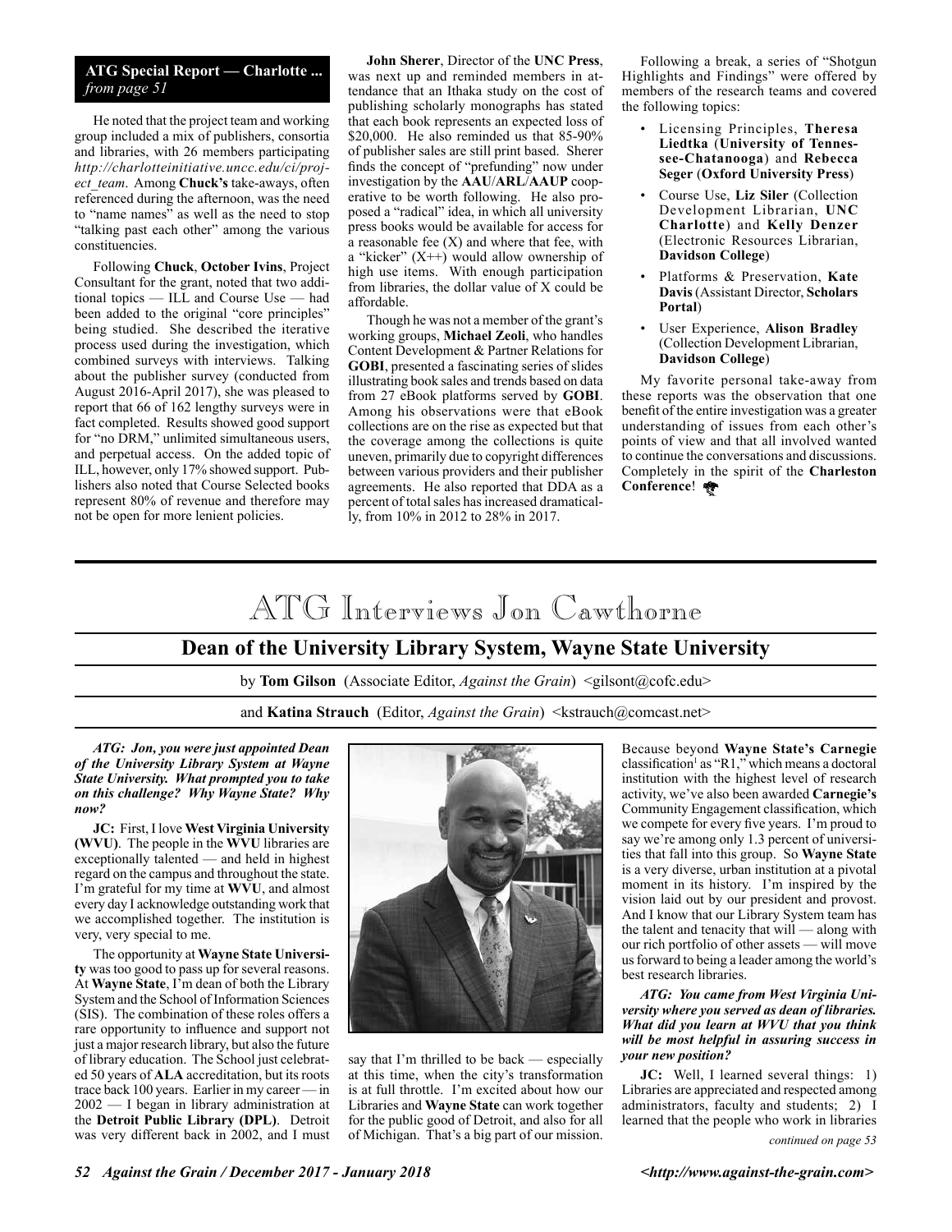**ATG Special Report — Charlotte ...** *from page 51*

He noted that the project team and working group included a mix of publishers, consortia and libraries, with 26 members participating *http://charlotteinitiative.uncc.edu/ci/project_team*. Among **Chuck's** take-aways, often referenced during the afternoon, was the need to "name names" as well as the need to stop "talking past each other" among the various constituencies.

Following **Chuck**, **October Ivins**, Project Consultant for the grant, noted that two additional topics — ILL and Course Use — had been added to the original "core principles" being studied. She described the iterative process used during the investigation, which combined surveys with interviews. Talking about the publisher survey (conducted from August 2016-April 2017), she was pleased to report that 66 of 162 lengthy surveys were in fact completed. Results showed good support for "no DRM," unlimited simultaneous users, and perpetual access. On the added topic of ILL, however, only 17% showed support. Publishers also noted that Course Selected books represent 80% of revenue and therefore may not be open for more lenient policies.

**John Sherer**, Director of the **UNC Press**, was next up and reminded members in attendance that an Ithaka study on the cost of publishing scholarly monographs has stated that each book represents an expected loss of $20,000. He also reminded us that 85-90% of publisher sales are still print based. Sherer finds the concept of "prefunding" now under investigation by the **AAU**/**ARL**/**AAUP** cooperative to be worth following. He also proposed a "radical" idea, in which all university press books would be available for access for a reasonable fee (X) and where that fee, with a "kicker" (X++) would allow ownership of high use items. With enough participation from libraries, the dollar value of X could be affordable.

Though he was not a member of the grant's working groups, **Michael Zeoli**, who handles Content Development & Partner Relations for **GOBI**, presented a fascinating series of slides illustrating book sales and trends based on data from 27 eBook platforms served by **GOBI**. Among his observations were that eBook collections are on the rise as expected but that the coverage among the collections is quite uneven, primarily due to copyright differences between various providers and their publisher agreements. He also reported that DDA as a percent of total sales has increased dramatically, from 10% in 2012 to 28% in 2017.

Following a break, a series of "Shotgun Highlights and Findings" were offered by members of the research teams and covered the following topics:

- Licensing Principles, **Theresa Liedtka** (**University of Tennessee-Chatanooga**) and **Rebecca Seger** (**Oxford University Press**)
- Course Use, **Liz Siler** (Collection Development Librarian, **UNC Charlotte**) and **Kelly Denzer** (Electronic Resources Librarian, **Davidson College**)
- Platforms & Preservation, **Kate Davis** (Assistant Director, **Scholars Portal**)
- User Experience, **Alison Bradley** (Collection Development Librarian, **Davidson College**)

My favorite personal take-away from these reports was the observation that one benefit of the entire investigation was a greater understanding of issues from each other's points of view and that all involved wanted to continue the conversations and discussions. Completely in the spirit of the **Charleston Conference**!

# ATG Interviews Jon Cawthorne

## Dean of the University Library System, Wayne State University

by **Tom Gilson** (Associate Editor, *Against the Grain*) <gilsont@cofc.edu>

and **Katina Strauch** (Editor, *Against the Grain*) <kstrauch@comcast.net>

***ATG: Jon, you were just appointed Dean of the University Library System at Wayne State University. What prompted you to take on this challenge? Why Wayne State? Why now?***

**JC:** First, I love **West Virginia University (WVU)**. The people in the **WVU** libraries are exceptionally talented — and held in highest regard on the campus and throughout the state. I'm grateful for my time at **WVU**, and almost every day I acknowledge outstanding work that we accomplished together. The institution is very, very special to me.

The opportunity at **Wayne State University** was too good to pass up for several reasons. At **Wayne State**, I'm dean of both the Library System and the School of Information Sciences (SIS). The combination of these roles offers a rare opportunity to influence and support not just a major research library, but also the future of library education. The School just celebrated 50 years of **ALA** accreditation, but its roots trace back 100 years. Earlier in my career — in 2002 — I began in library administration at the **Detroit Public Library (DPL)**. Detroit was very different back in 2002, and I must say that I'm thrilled to be back — especially at this time, when the city's transformation is at full throttle. I'm excited about how our Libraries and **Wayne State** can work together for the public good of Detroit, and also for all of Michigan. That's a big part of our mission. Because beyond **Wayne State's Carnegie** classification[1] as "R1," which means a doctoral institution with the highest level of research activity, we've also been awarded **Carnegie's** Community Engagement classification, which we compete for every five years. I'm proud to say we're among only 1.3 percent of universities that fall into this group. So **Wayne State** is a very diverse, urban institution at a pivotal moment in its history. I'm inspired by the vision laid out by our president and provost. And I know that our Library System team has the talent and tenacity that will — along with our rich portfolio of other assets — will move us forward to being a leader among the world's best research libraries.

***ATG: You came from West Virginia University where you served as dean of libraries. What did you learn at WVU that you think will be most helpful in assuring success in your new position?***

**JC:** Well, I learned several things: 1) Libraries are appreciated and respected among administrators, faculty and students; 2) I learned that the people who work in libraries

*continued on page 53*